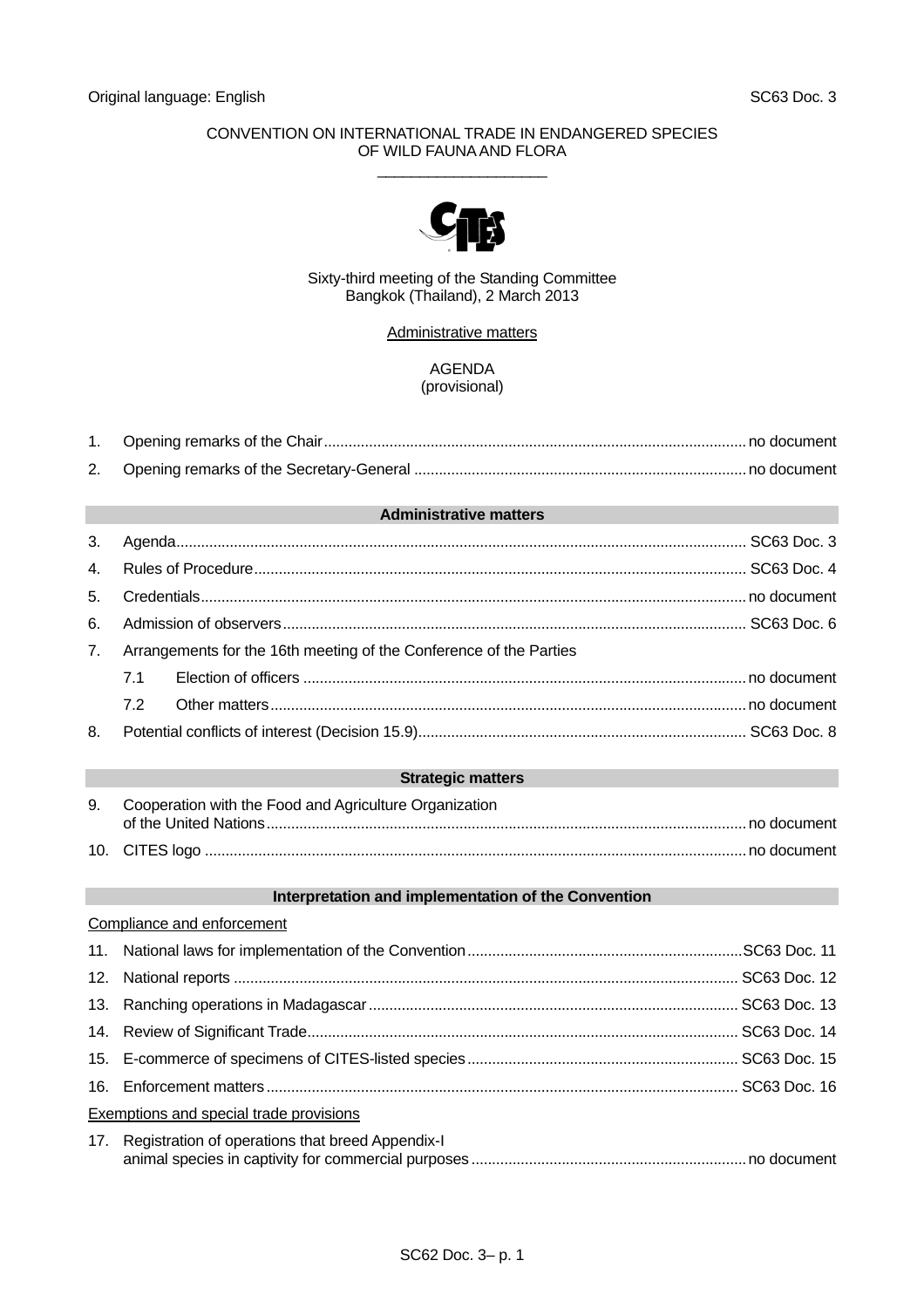Original language: English SC63 Doc. 3

CONVENTION ON INTERNATIONAL TRADE IN ENDANGERED SPECIES
OF WILD FAUNA AND FLORA
\_\_\_\_\_\_\_\_\_\_\_\_\_\_\_\_\_\_\_\_

Sixty-third meeting of the Standing Committee
Bangkok (Thailand), 2 March 2013

Administrative matters

AGENDA
(provisional)

1. Opening remarks of the Chair ..................... no document
2. Opening remarks of the Secretary-General ..................... no document

**Administrative matters**

3. Agenda ..................... SC63 Doc. 3
4. Rules of Procedure ..................... SC63 Doc. 4
5. Credentials ..................... no document
6. Admission of observers ..................... SC63 Doc. 6
7. Arrangements for the 16th meeting of the Conference of the Parties
   - 7.1 Election of officers ..................... no document
   - 7.2 Other matters ..................... no document
8. Potential conflicts of interest (Decision 15.9) ..................... SC63 Doc. 8

**Strategic matters**

9. Cooperation with the Food and Agriculture Organization of the United Nations ..................... no document
10. CITES logo ..................... no document

**Interpretation and implementation of the Convention**

Compliance and enforcement

11. National laws for implementation of the Convention ..................... SC63 Doc. 11
12. National reports ..................... SC63 Doc. 12
13. Ranching operations in Madagascar ..................... SC63 Doc. 13
14. Review of Significant Trade ..................... SC63 Doc. 14
15. E-commerce of specimens of CITES-listed species ..................... SC63 Doc. 15
16. Enforcement matters ..................... SC63 Doc. 16

Exemptions and special trade provisions

17. Registration of operations that breed Appendix-I animal species in captivity for commercial purposes ..................... no document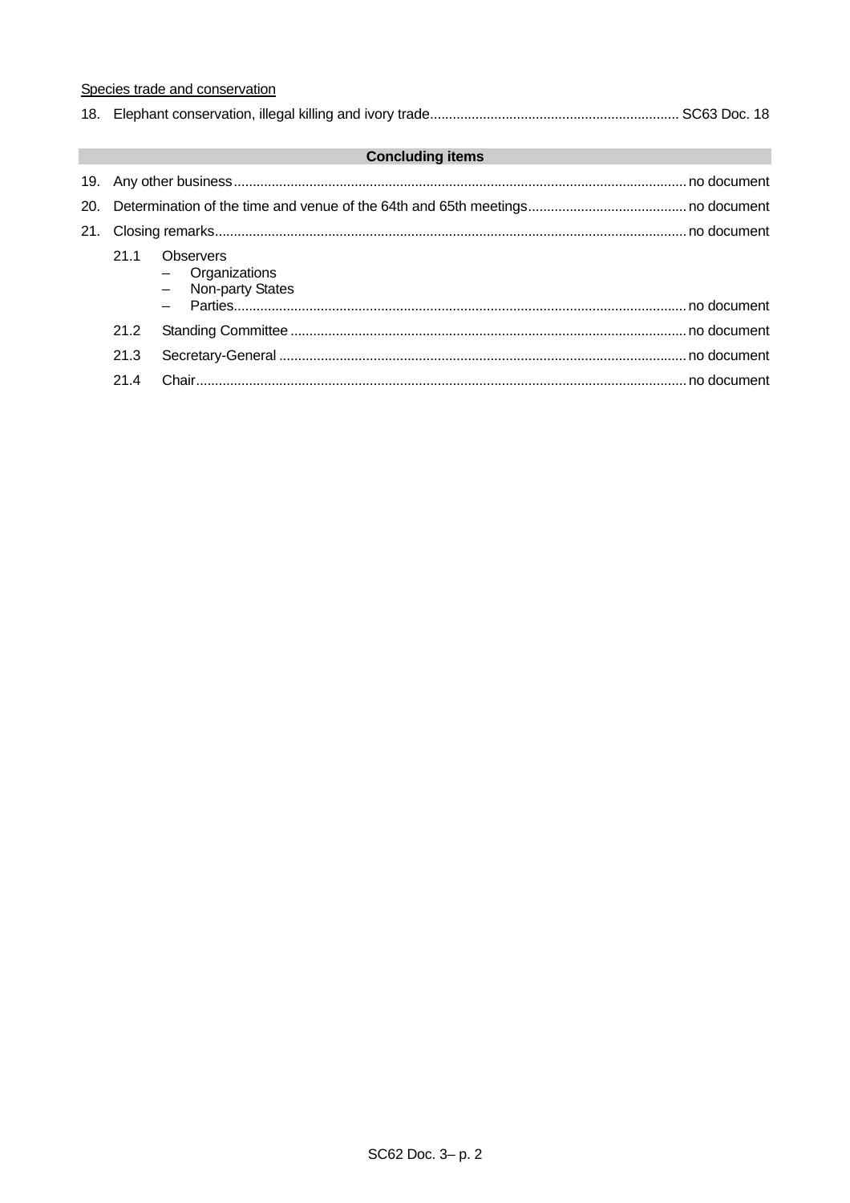Species trade and conservation

18. Elephant conservation, illegal killing and ivory trade................................................................. SC63 Doc. 18

**Concluding items**

19. Any other business........................................................................................................................ no document

20. Determination of the time and venue of the 64th and 65th meetings.......................................... no document

21. Closing remarks............................................................................................................................. no document

 21.1 Observers
 – Organizations
 – Non-party States
 – Parties........................................................................................................................ no document

 21.2 Standing Committee ......................................................................................................... no document

 21.3 Secretary-General ............................................................................................................ no document

 21.4 Chair................................................................................................................................. no document